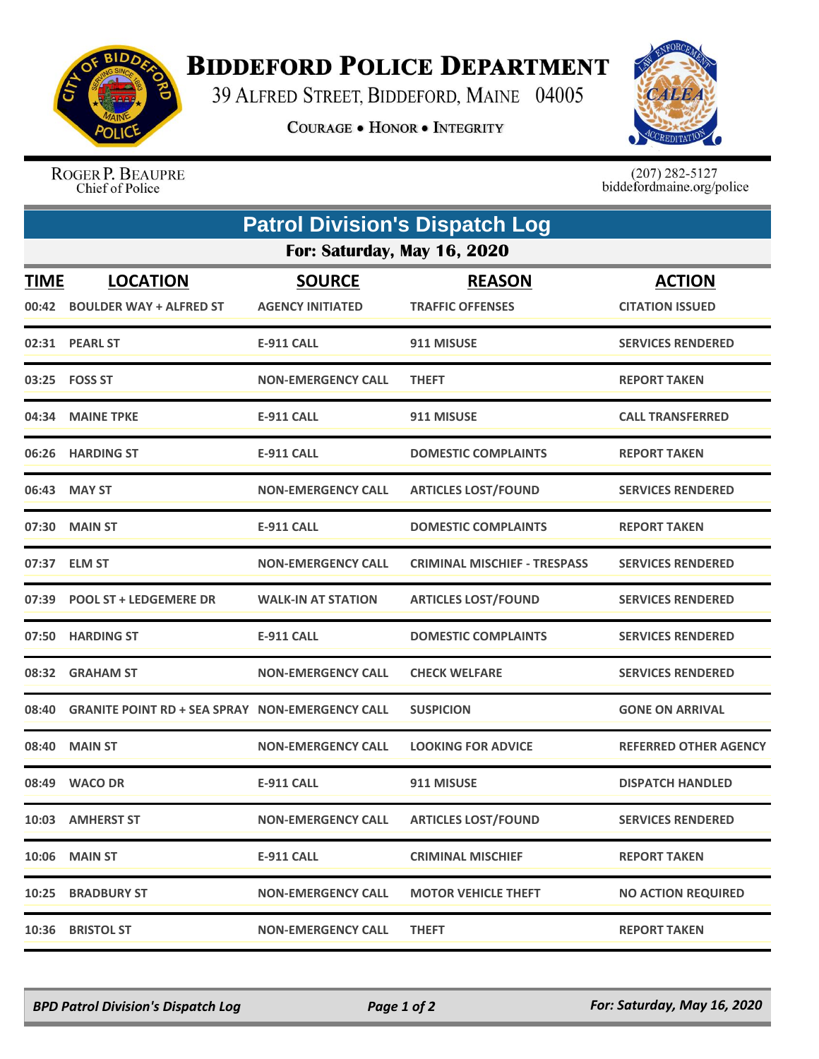# BIDDEFORD POLICE DEPARTMENT

39 ALFRED STREET, BIDDEFORD, MAINE 04005

COURAGE • HONOR • INTEGRITY

ROGER P. BEAUPRE
Chief of Police

(207) 282-5127
biddefordmaine.org/police

## Patrol Division's Dispatch Log

### For: Saturday, May 16, 2020

| TIME | LOCATION | SOURCE | REASON | ACTION |
|---|---|---|---|---|
| 00:42 | BOULDER WAY + ALFRED ST | AGENCY INITIATED | TRAFFIC OFFENSES | CITATION ISSUED |
| 02:31 | PEARL ST | E-911 CALL | 911 MISUSE | SERVICES RENDERED |
| 03:25 | FOSS ST | NON-EMERGENCY CALL | THEFT | REPORT TAKEN |
| 04:34 | MAINE TPKE | E-911 CALL | 911 MISUSE | CALL TRANSFERRED |
| 06:26 | HARDING ST | E-911 CALL | DOMESTIC COMPLAINTS | REPORT TAKEN |
| 06:43 | MAY ST | NON-EMERGENCY CALL | ARTICLES LOST/FOUND | SERVICES RENDERED |
| 07:30 | MAIN ST | E-911 CALL | DOMESTIC COMPLAINTS | REPORT TAKEN |
| 07:37 | ELM ST | NON-EMERGENCY CALL | CRIMINAL MISCHIEF - TRESPASS | SERVICES RENDERED |
| 07:39 | POOL ST + LEDGEMERE DR | WALK-IN AT STATION | ARTICLES LOST/FOUND | SERVICES RENDERED |
| 07:50 | HARDING ST | E-911 CALL | DOMESTIC COMPLAINTS | SERVICES RENDERED |
| 08:32 | GRAHAM ST | NON-EMERGENCY CALL | CHECK WELFARE | SERVICES RENDERED |
| 08:40 | GRANITE POINT RD + SEA SPRAY | NON-EMERGENCY CALL | SUSPICION | GONE ON ARRIVAL |
| 08:40 | MAIN ST | NON-EMERGENCY CALL | LOOKING FOR ADVICE | REFERRED OTHER AGENCY |
| 08:49 | WACO DR | E-911 CALL | 911 MISUSE | DISPATCH HANDLED |
| 10:03 | AMHERST ST | NON-EMERGENCY CALL | ARTICLES LOST/FOUND | SERVICES RENDERED |
| 10:06 | MAIN ST | E-911 CALL | CRIMINAL MISCHIEF | REPORT TAKEN |
| 10:25 | BRADBURY ST | NON-EMERGENCY CALL | MOTOR VEHICLE THEFT | NO ACTION REQUIRED |
| 10:36 | BRISTOL ST | NON-EMERGENCY CALL | THEFT | REPORT TAKEN |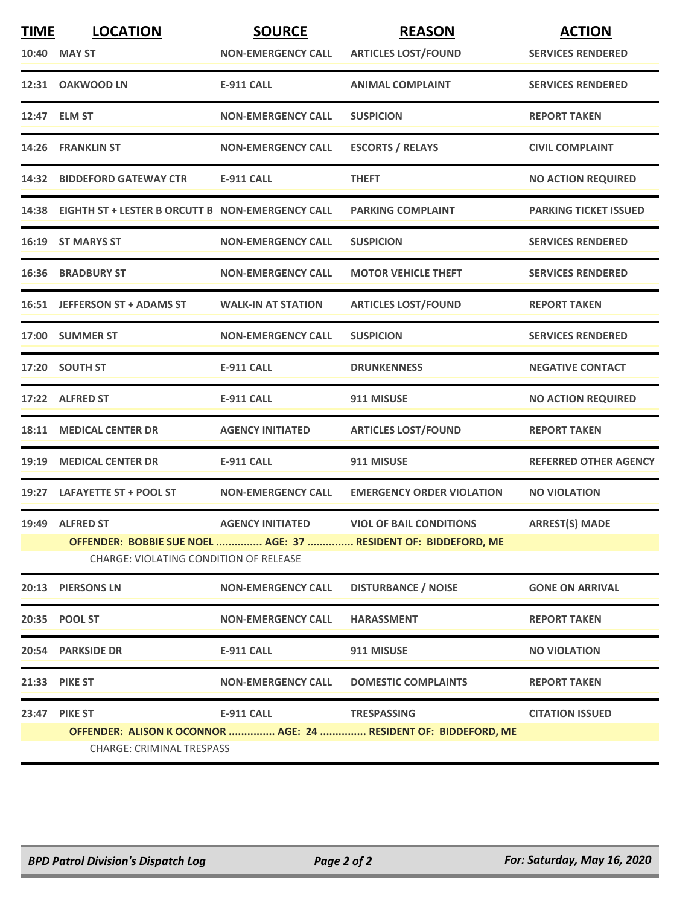| TIME | LOCATION | SOURCE | REASON | ACTION |
|---|---|---|---|---|
| 10:40 | MAY ST | NON-EMERGENCY CALL | ARTICLES LOST/FOUND | SERVICES RENDERED |
| 12:31 | OAKWOOD LN | E-911 CALL | ANIMAL COMPLAINT | SERVICES RENDERED |
| 12:47 | ELM ST | NON-EMERGENCY CALL | SUSPICION | REPORT TAKEN |
| 14:26 | FRANKLIN ST | NON-EMERGENCY CALL | ESCORTS / RELAYS | CIVIL COMPLAINT |
| 14:32 | BIDDEFORD GATEWAY CTR | E-911 CALL | THEFT | NO ACTION REQUIRED |
| 14:38 | EIGHTH ST + LESTER B ORCUTT B | NON-EMERGENCY CALL | PARKING COMPLAINT | PARKING TICKET ISSUED |
| 16:19 | ST MARYS ST | NON-EMERGENCY CALL | SUSPICION | SERVICES RENDERED |
| 16:36 | BRADBURY ST | NON-EMERGENCY CALL | MOTOR VEHICLE THEFT | SERVICES RENDERED |
| 16:51 | JEFFERSON ST + ADAMS ST | WALK-IN AT STATION | ARTICLES LOST/FOUND | REPORT TAKEN |
| 17:00 | SUMMER ST | NON-EMERGENCY CALL | SUSPICION | SERVICES RENDERED |
| 17:20 | SOUTH ST | E-911 CALL | DRUNKENNESS | NEGATIVE CONTACT |
| 17:22 | ALFRED ST | E-911 CALL | 911 MISUSE | NO ACTION REQUIRED |
| 18:11 | MEDICAL CENTER DR | AGENCY INITIATED | ARTICLES LOST/FOUND | REPORT TAKEN |
| 19:19 | MEDICAL CENTER DR | E-911 CALL | 911 MISUSE | REFERRED OTHER AGENCY |
| 19:27 | LAFAYETTE ST + POOL ST | NON-EMERGENCY CALL | EMERGENCY ORDER VIOLATION | NO VIOLATION |
| 19:49 | ALFRED ST | AGENCY INITIATED | VIOL OF BAIL CONDITIONS | ARREST(S) MADE |
| | OFFENDER: BOBBIE SUE NOEL ............... AGE: 37 ............... RESIDENT OF: BIDDEFORD, ME | | | |
| | CHARGE: VIOLATING CONDITION OF RELEASE | | | |
| 20:13 | PIERSONS LN | NON-EMERGENCY CALL | DISTURBANCE / NOISE | GONE ON ARRIVAL |
| 20:35 | POOL ST | NON-EMERGENCY CALL | HARASSMENT | REPORT TAKEN |
| 20:54 | PARKSIDE DR | E-911 CALL | 911 MISUSE | NO VIOLATION |
| 21:33 | PIKE ST | NON-EMERGENCY CALL | DOMESTIC COMPLAINTS | REPORT TAKEN |
| 23:47 | PIKE ST | E-911 CALL | TRESPASSING | CITATION ISSUED |
| | OFFENDER: ALISON K OCONNOR ............... AGE: 24 ............... RESIDENT OF: BIDDEFORD, ME | | | |
| | CHARGE: CRIMINAL TRESPASS | | | |

*BPD Patrol Division's Dispatch Log* — *For: Saturday, May 16, 2020*